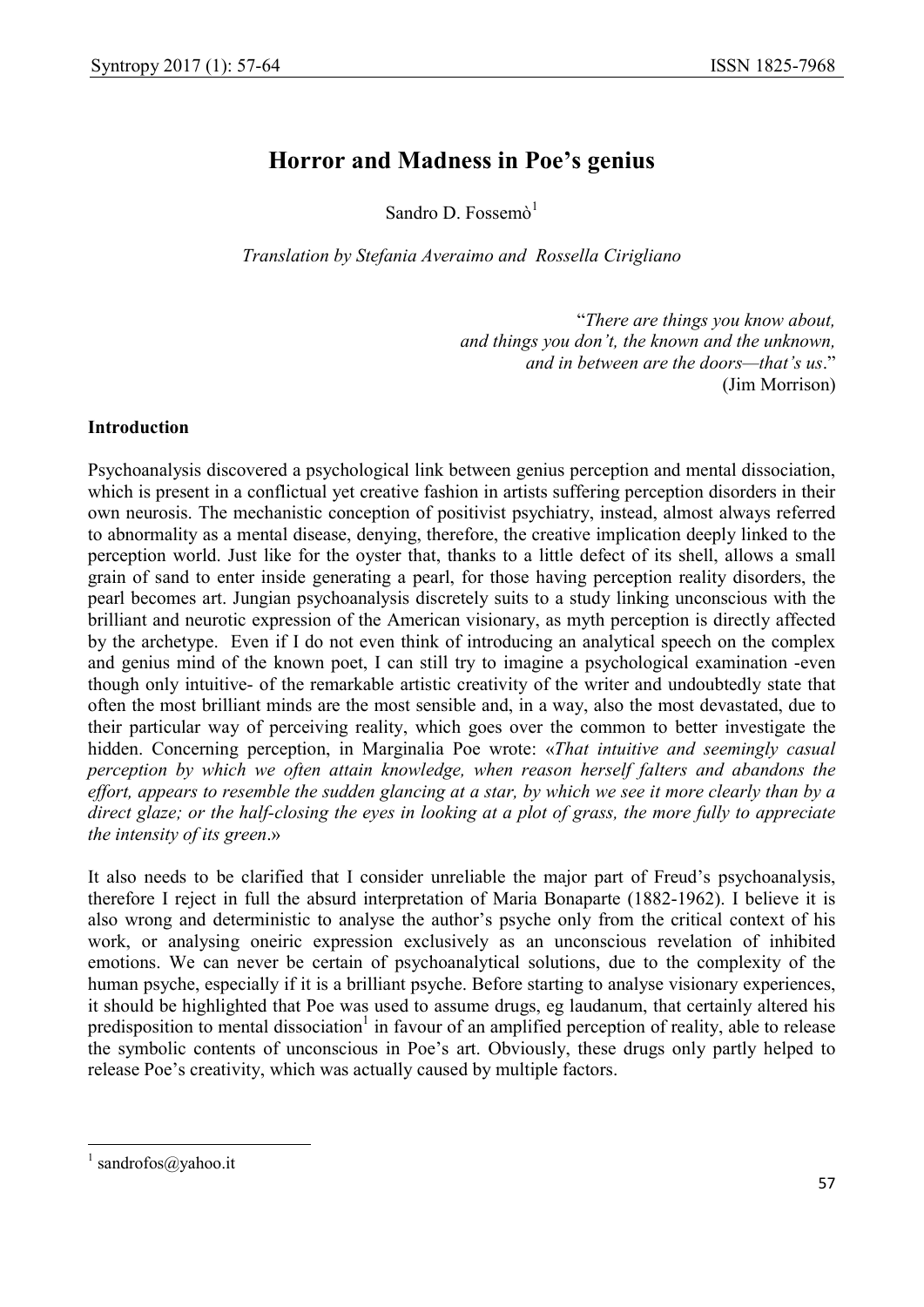# Horror and Madness in Poe's genius

Sandro D. Fossemò[1]

*Translation by Stefania Averaimo and Rossella Cirigliano*

> "*There are things you know about,*
> *and things you don't, the known and the unknown,*
> *and in between are the doors—that's us*."
> (Jim Morrison)

**Introduction**

Psychoanalysis discovered a psychological link between genius perception and mental dissociation, which is present in a conflictual yet creative fashion in artists suffering perception disorders in their own neurosis. The mechanistic conception of positivist psychiatry, instead, almost always referred to abnormality as a mental disease, denying, therefore, the creative implication deeply linked to the perception world. Just like for the oyster that, thanks to a little defect of its shell, allows a small grain of sand to enter inside generating a pearl, for those having perception reality disorders, the pearl becomes art. Jungian psychoanalysis discretely suits to a study linking unconscious with the brilliant and neurotic expression of the American visionary, as myth perception is directly affected by the archetype. Even if I do not even think of introducing an analytical speech on the complex and genius mind of the known poet, I can still try to imagine a psychological examination -even though only intuitive- of the remarkable artistic creativity of the writer and undoubtedly state that often the most brilliant minds are the most sensible and, in a way, also the most devastated, due to their particular way of perceiving reality, which goes over the common to better investigate the hidden. Concerning perception, in Marginalia Poe wrote: «*That intuitive and seemingly casual perception by which we often attain knowledge, when reason herself falters and abandons the effort, appears to resemble the sudden glancing at a star, by which we see it more clearly than by a direct glaze; or the half-closing the eyes in looking at a plot of grass, the more fully to appreciate the intensity of its green*.»

It also needs to be clarified that I consider unreliable the major part of Freud's psychoanalysis, therefore I reject in full the absurd interpretation of Maria Bonaparte (1882-1962). I believe it is also wrong and deterministic to analyse the author's psyche only from the critical context of his work, or analysing oneiric expression exclusively as an unconscious revelation of inhibited emotions. We can never be certain of psychoanalytical solutions, due to the complexity of the human psyche, especially if it is a brilliant psyche. Before starting to analyse visionary experiences, it should be highlighted that Poe was used to assume drugs, eg laudanum, that certainly altered his predisposition to mental dissociation[1] in favour of an amplified perception of reality, able to release the symbolic contents of unconscious in Poe's art. Obviously, these drugs only partly helped to release Poe's creativity, which was actually caused by multiple factors.

---

[1] sandrofos@yahoo.it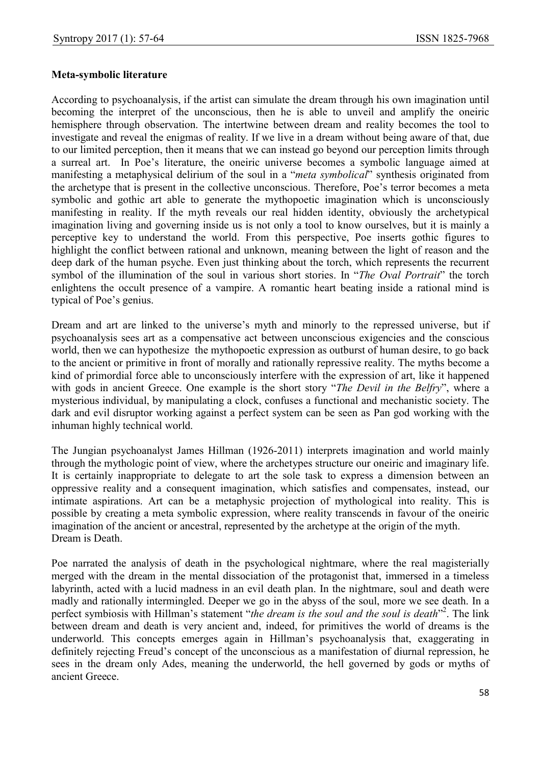**Meta-symbolic literature**

According to psychoanalysis, if the artist can simulate the dream through his own imagination until becoming the interpret of the unconscious, then he is able to unveil and amplify the oneiric hemisphere through observation. The intertwine between dream and reality becomes the tool to investigate and reveal the enigmas of reality. If we live in a dream without being aware of that, due to our limited perception, then it means that we can instead go beyond our perception limits through a surreal art. In Poe's literature, the oneiric universe becomes a symbolic language aimed at manifesting a metaphysical delirium of the soul in a "*meta symbolical*" synthesis originated from the archetype that is present in the collective unconscious. Therefore, Poe's terror becomes a meta symbolic and gothic art able to generate the mythopoetic imagination which is unconsciously manifesting in reality. If the myth reveals our real hidden identity, obviously the archetypical imagination living and governing inside us is not only a tool to know ourselves, but it is mainly a perceptive key to understand the world. From this perspective, Poe inserts gothic figures to highlight the conflict between rational and unknown, meaning between the light of reason and the deep dark of the human psyche. Even just thinking about the torch, which represents the recurrent symbol of the illumination of the soul in various short stories. In "*The Oval Portrait*" the torch enlightens the occult presence of a vampire. A romantic heart beating inside a rational mind is typical of Poe's genius.

Dream and art are linked to the universe's myth and minorly to the repressed universe, but if psychoanalysis sees art as a compensative act between unconscious exigencies and the conscious world, then we can hypothesize the mythopoetic expression as outburst of human desire, to go back to the ancient or primitive in front of morally and rationally repressive reality. The myths become a kind of primordial force able to unconsciously interfere with the expression of art, like it happened with gods in ancient Greece. One example is the short story "*The Devil in the Belfry*", where a mysterious individual, by manipulating a clock, confuses a functional and mechanistic society. The dark and evil disruptor working against a perfect system can be seen as Pan god working with the inhuman highly technical world.

The Jungian psychoanalyst James Hillman (1926-2011) interprets imagination and world mainly through the mythologic point of view, where the archetypes structure our oneiric and imaginary life. It is certainly inappropriate to delegate to art the sole task to express a dimension between an oppressive reality and a consequent imagination, which satisfies and compensates, instead, our intimate aspirations. Art can be a metaphysic projection of mythological into reality. This is possible by creating a meta symbolic expression, where reality transcends in favour of the oneiric imagination of the ancient or ancestral, represented by the archetype at the origin of the myth.
Dream is Death.

Poe narrated the analysis of death in the psychological nightmare, where the real magisterially merged with the dream in the mental dissociation of the protagonist that, immersed in a timeless labyrinth, acted with a lucid madness in an evil death plan. In the nightmare, soul and death were madly and rationally intermingled. Deeper we go in the abyss of the soul, more we see death. In a perfect symbiosis with Hillman's statement "*the dream is the soul and the soul is death*"[2]. The link between dream and death is very ancient and, indeed, for primitives the world of dreams is the underworld. This concepts emerges again in Hillman's psychoanalysis that, exaggerating in definitely rejecting Freud's concept of the unconscious as a manifestation of diurnal repression, he sees in the dream only Ades, meaning the underworld, the hell governed by gods or myths of ancient Greece.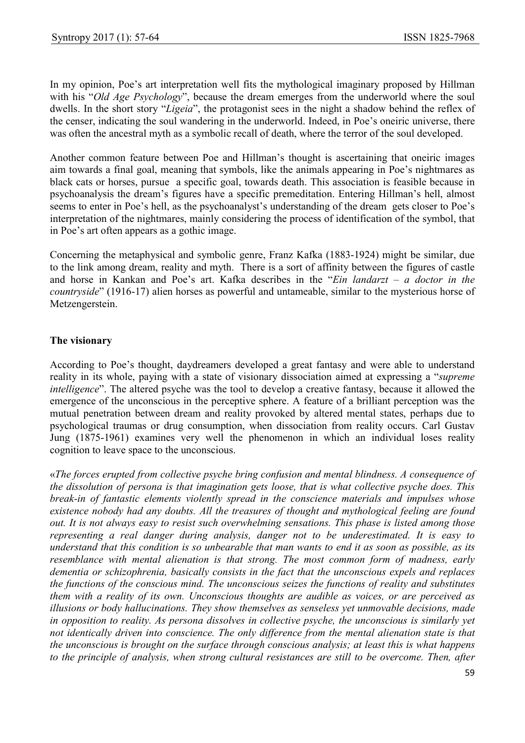In my opinion, Poe's art interpretation well fits the mythological imaginary proposed by Hillman with his "*Old Age Psychology*", because the dream emerges from the underworld where the soul dwells. In the short story "*Ligeia*", the protagonist sees in the night a shadow behind the reflex of the censer, indicating the soul wandering in the underworld. Indeed, in Poe's oneiric universe, there was often the ancestral myth as a symbolic recall of death, where the terror of the soul developed.

Another common feature between Poe and Hillman's thought is ascertaining that oneiric images aim towards a final goal, meaning that symbols, like the animals appearing in Poe's nightmares as black cats or horses, pursue a specific goal, towards death. This association is feasible because in psychoanalysis the dream's figures have a specific premeditation. Entering Hillman's hell, almost seems to enter in Poe's hell, as the psychoanalyst's understanding of the dream gets closer to Poe's interpretation of the nightmares, mainly considering the process of identification of the symbol, that in Poe's art often appears as a gothic image.

Concerning the metaphysical and symbolic genre, Franz Kafka (1883-1924) might be similar, due to the link among dream, reality and myth. There is a sort of affinity between the figures of castle and horse in Kankan and Poe's art. Kafka describes in the "*Ein landarzt – a doctor in the countryside*" (1916-17) alien horses as powerful and untameable, similar to the mysterious horse of Metzengerstein.

## The visionary

According to Poe's thought, daydreamers developed a great fantasy and were able to understand reality in its whole, paying with a state of visionary dissociation aimed at expressing a "*supreme intelligence*". The altered psyche was the tool to develop a creative fantasy, because it allowed the emergence of the unconscious in the perceptive sphere. A feature of a brilliant perception was the mutual penetration between dream and reality provoked by altered mental states, perhaps due to psychological traumas or drug consumption, when dissociation from reality occurs. Carl Gustav Jung (1875-1961) examines very well the phenomenon in which an individual loses reality cognition to leave space to the unconscious.

«*The forces erupted from collective psyche bring confusion and mental blindness. A consequence of the dissolution of persona is that imagination gets loose, that is what collective psyche does. This break-in of fantastic elements violently spread in the conscience materials and impulses whose existence nobody had any doubts. All the treasures of thought and mythological feeling are found out. It is not always easy to resist such overwhelming sensations. This phase is listed among those representing a real danger during analysis, danger not to be underestimated. It is easy to understand that this condition is so unbearable that man wants to end it as soon as possible, as its resemblance with mental alienation is that strong. The most common form of madness, early dementia or schizophrenia, basically consists in the fact that the unconscious expels and replaces the functions of the conscious mind. The unconscious seizes the functions of reality and substitutes them with a reality of its own. Unconscious thoughts are audible as voices, or are perceived as illusions or body hallucinations. They show themselves as senseless yet unmovable decisions, made in opposition to reality. As persona dissolves in collective psyche, the unconscious is similarly yet not identically driven into conscience. The only difference from the mental alienation state is that the unconscious is brought on the surface through conscious analysis; at least this is what happens to the principle of analysis, when strong cultural resistances are still to be overcome. Then, after*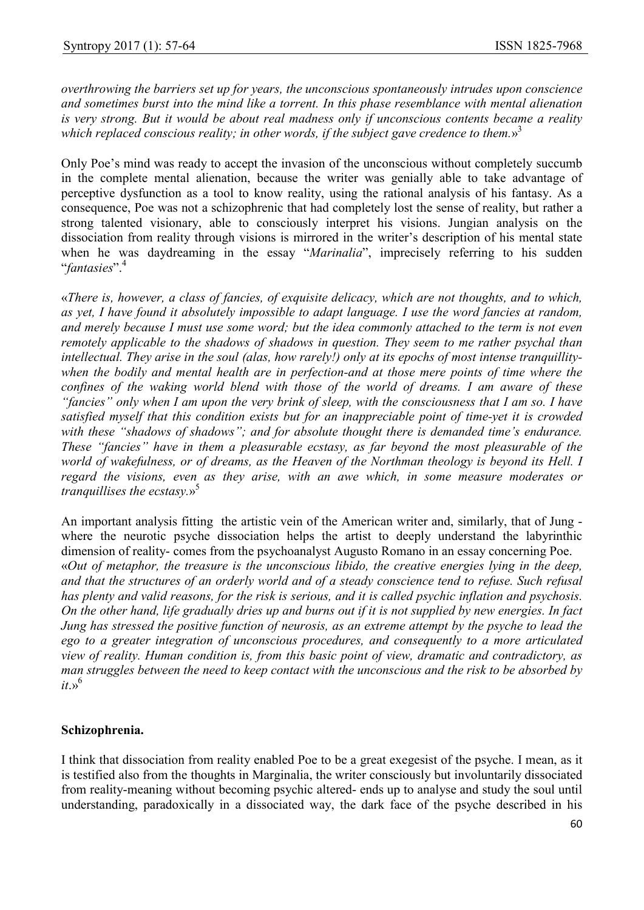*overthrowing the barriers set up for years, the unconscious spontaneously intrudes upon conscience and sometimes burst into the mind like a torrent. In this phase resemblance with mental alienation is very strong. But it would be about real madness only if unconscious contents became a reality which replaced conscious reality; in other words, if the subject gave credence to them.*»[3]

Only Poe's mind was ready to accept the invasion of the unconscious without completely succumb in the complete mental alienation, because the writer was genially able to take advantage of perceptive dysfunction as a tool to know reality, using the rational analysis of his fantasy. As a consequence, Poe was not a schizophrenic that had completely lost the sense of reality, but rather a strong talented visionary, able to consciously interpret his visions. Jungian analysis on the dissociation from reality through visions is mirrored in the writer's description of his mental state when he was daydreaming in the essay "*Marinalia*", imprecisely referring to his sudden "*fantasies*".[4]

«*There is, however, a class of fancies, of exquisite delicacy, which are not thoughts, and to which, as yet, I have found it absolutely impossible to adapt language. I use the word fancies at random, and merely because I must use some word; but the idea commonly attached to the term is not even remotely applicable to the shadows of shadows in question. They seem to me rather psychal than intellectual. They arise in the soul (alas, how rarely!) only at its epochs of most intense tranquillity-when the bodily and mental health are in perfection-and at those mere points of time where the confines of the waking world blend with those of the world of dreams. I am aware of these "fancies" only when I am upon the very brink of sleep, with the consciousness that I am so. I have satisfied myself that this condition exists but for an inappreciable point of time-yet it is crowded with these "shadows of shadows"; and for absolute thought there is demanded time's endurance. These "fancies" have in them a pleasurable ecstasy, as far beyond the most pleasurable of the world of wakefulness, or of dreams, as the Heaven of the Northman theology is beyond its Hell. I regard the visions, even as they arise, with an awe which, in some measure moderates or tranquillises the ecstasy.*»[5]

An important analysis fitting the artistic vein of the American writer and, similarly, that of Jung - where the neurotic psyche dissociation helps the artist to deeply understand the labyrinthic dimension of reality- comes from the psychoanalyst Augusto Romano in an essay concerning Poe.
«*Out of metaphor, the treasure is the unconscious libido, the creative energies lying in the deep, and that the structures of an orderly world and of a steady conscience tend to refuse. Such refusal has plenty and valid reasons, for the risk is serious, and it is called psychic inflation and psychosis. On the other hand, life gradually dries up and burns out if it is not supplied by new energies. In fact Jung has stressed the positive function of neurosis, as an extreme attempt by the psyche to lead the ego to a greater integration of unconscious procedures, and consequently to a more articulated view of reality. Human condition is, from this basic point of view, dramatic and contradictory, as man struggles between the need to keep contact with the unconscious and the risk to be absorbed by it*.»[6]

**Schizophrenia.**

I think that dissociation from reality enabled Poe to be a great exegesist of the psyche. I mean, as it is testified also from the thoughts in Marginalia, the writer consciously but involuntarily dissociated from reality-meaning without becoming psychic altered- ends up to analyse and study the soul until understanding, paradoxically in a dissociated way, the dark face of the psyche described in his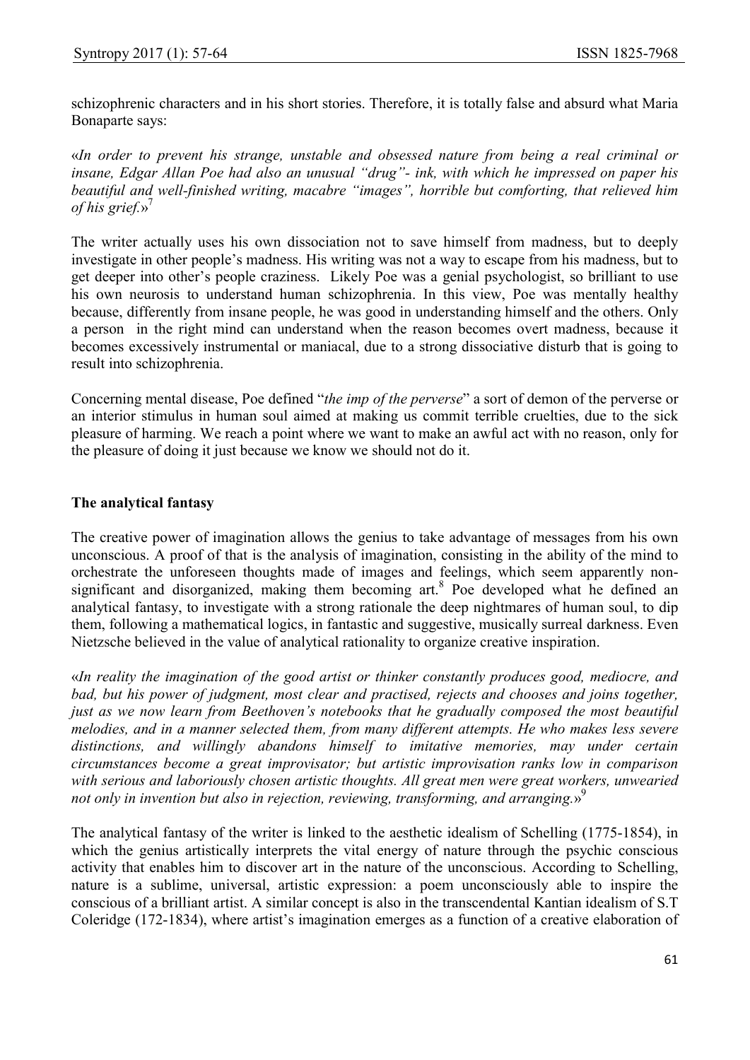schizophrenic characters and in his short stories. Therefore, it is totally false and absurd what Maria Bonaparte says:

«*In order to prevent his strange, unstable and obsessed nature from being a real criminal or insane, Edgar Allan Poe had also an unusual "drug"- ink, with which he impressed on paper his beautiful and well-finished writing, macabre "images", horrible but comforting, that relieved him of his grief.*»[7]

The writer actually uses his own dissociation not to save himself from madness, but to deeply investigate in other people's madness. His writing was not a way to escape from his madness, but to get deeper into other's people craziness. Likely Poe was a genial psychologist, so brilliant to use his own neurosis to understand human schizophrenia. In this view, Poe was mentally healthy because, differently from insane people, he was good in understanding himself and the others. Only a person in the right mind can understand when the reason becomes overt madness, because it becomes excessively instrumental or maniacal, due to a strong dissociative disturb that is going to result into schizophrenia.

Concerning mental disease, Poe defined "*the imp of the perverse*" a sort of demon of the perverse or an interior stimulus in human soul aimed at making us commit terrible cruelties, due to the sick pleasure of harming. We reach a point where we want to make an awful act with no reason, only for the pleasure of doing it just because we know we should not do it.

## The analytical fantasy

The creative power of imagination allows the genius to take advantage of messages from his own unconscious. A proof of that is the analysis of imagination, consisting in the ability of the mind to orchestrate the unforeseen thoughts made of images and feelings, which seem apparently non-significant and disorganized, making them becoming art.[8] Poe developed what he defined an analytical fantasy, to investigate with a strong rationale the deep nightmares of human soul, to dip them, following a mathematical logics, in fantastic and suggestive, musically surreal darkness. Even Nietzsche believed in the value of analytical rationality to organize creative inspiration.

«*In reality the imagination of the good artist or thinker constantly produces good, mediocre, and bad, but his power of judgment, most clear and practised, rejects and chooses and joins together, just as we now learn from Beethoven's notebooks that he gradually composed the most beautiful melodies, and in a manner selected them, from many different attempts. He who makes less severe distinctions, and willingly abandons himself to imitative memories, may under certain circumstances become a great improvisator; but artistic improvisation ranks low in comparison with serious and laboriously chosen artistic thoughts. All great men were great workers, unwearied not only in invention but also in rejection, reviewing, transforming, and arranging.*»[9]

The analytical fantasy of the writer is linked to the aesthetic idealism of Schelling (1775-1854), in which the genius artistically interprets the vital energy of nature through the psychic conscious activity that enables him to discover art in the nature of the unconscious. According to Schelling, nature is a sublime, universal, artistic expression: a poem unconsciously able to inspire the conscious of a brilliant artist. A similar concept is also in the transcendental Kantian idealism of S.T Coleridge (172-1834), where artist's imagination emerges as a function of a creative elaboration of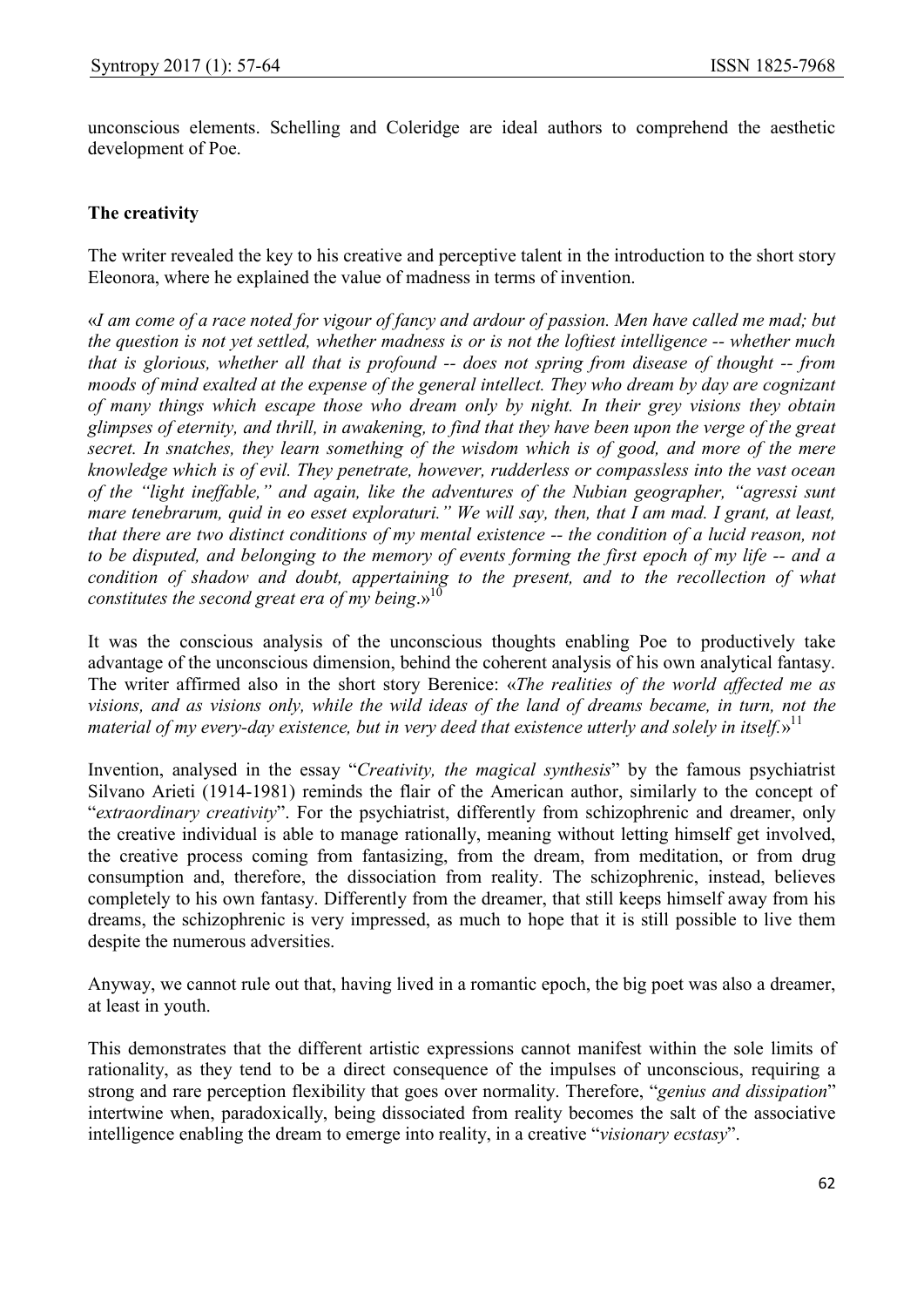unconscious elements. Schelling and Coleridge are ideal authors to comprehend the aesthetic development of Poe.

### The creativity

The writer revealed the key to his creative and perceptive talent in the introduction to the short story Eleonora, where he explained the value of madness in terms of invention.

«*I am come of a race noted for vigour of fancy and ardour of passion. Men have called me mad; but the question is not yet settled, whether madness is or is not the loftiest intelligence -- whether much that is glorious, whether all that is profound -- does not spring from disease of thought -- from moods of mind exalted at the expense of the general intellect. They who dream by day are cognizant of many things which escape those who dream only by night. In their grey visions they obtain glimpses of eternity, and thrill, in awakening, to find that they have been upon the verge of the great secret. In snatches, they learn something of the wisdom which is of good, and more of the mere knowledge which is of evil. They penetrate, however, rudderless or compassless into the vast ocean of the "light ineffable," and again, like the adventures of the Nubian geographer, "agressi sunt mare tenebrarum, quid in eo esset exploraturi." We will say, then, that I am mad. I grant, at least, that there are two distinct conditions of my mental existence -- the condition of a lucid reason, not to be disputed, and belonging to the memory of events forming the first epoch of my life -- and a condition of shadow and doubt, appertaining to the present, and to the recollection of what constitutes the second great era of my being*.»[10]

It was the conscious analysis of the unconscious thoughts enabling Poe to productively take advantage of the unconscious dimension, behind the coherent analysis of his own analytical fantasy. The writer affirmed also in the short story Berenice: «*The realities of the world affected me as visions, and as visions only, while the wild ideas of the land of dreams became, in turn, not the material of my every-day existence, but in very deed that existence utterly and solely in itself.*»[11]

Invention, analysed in the essay "*Creativity, the magical synthesis*" by the famous psychiatrist Silvano Arieti (1914-1981) reminds the flair of the American author, similarly to the concept of "*extraordinary creativity*". For the psychiatrist, differently from schizophrenic and dreamer, only the creative individual is able to manage rationally, meaning without letting himself get involved, the creative process coming from fantasizing, from the dream, from meditation, or from drug consumption and, therefore, the dissociation from reality. The schizophrenic, instead, believes completely to his own fantasy. Differently from the dreamer, that still keeps himself away from his dreams, the schizophrenic is very impressed, as much to hope that it is still possible to live them despite the numerous adversities.

Anyway, we cannot rule out that, having lived in a romantic epoch, the big poet was also a dreamer, at least in youth.

This demonstrates that the different artistic expressions cannot manifest within the sole limits of rationality, as they tend to be a direct consequence of the impulses of unconscious, requiring a strong and rare perception flexibility that goes over normality. Therefore, "*genius and dissipation*" intertwine when, paradoxically, being dissociated from reality becomes the salt of the associative intelligence enabling the dream to emerge into reality, in a creative "*visionary ecstasy*".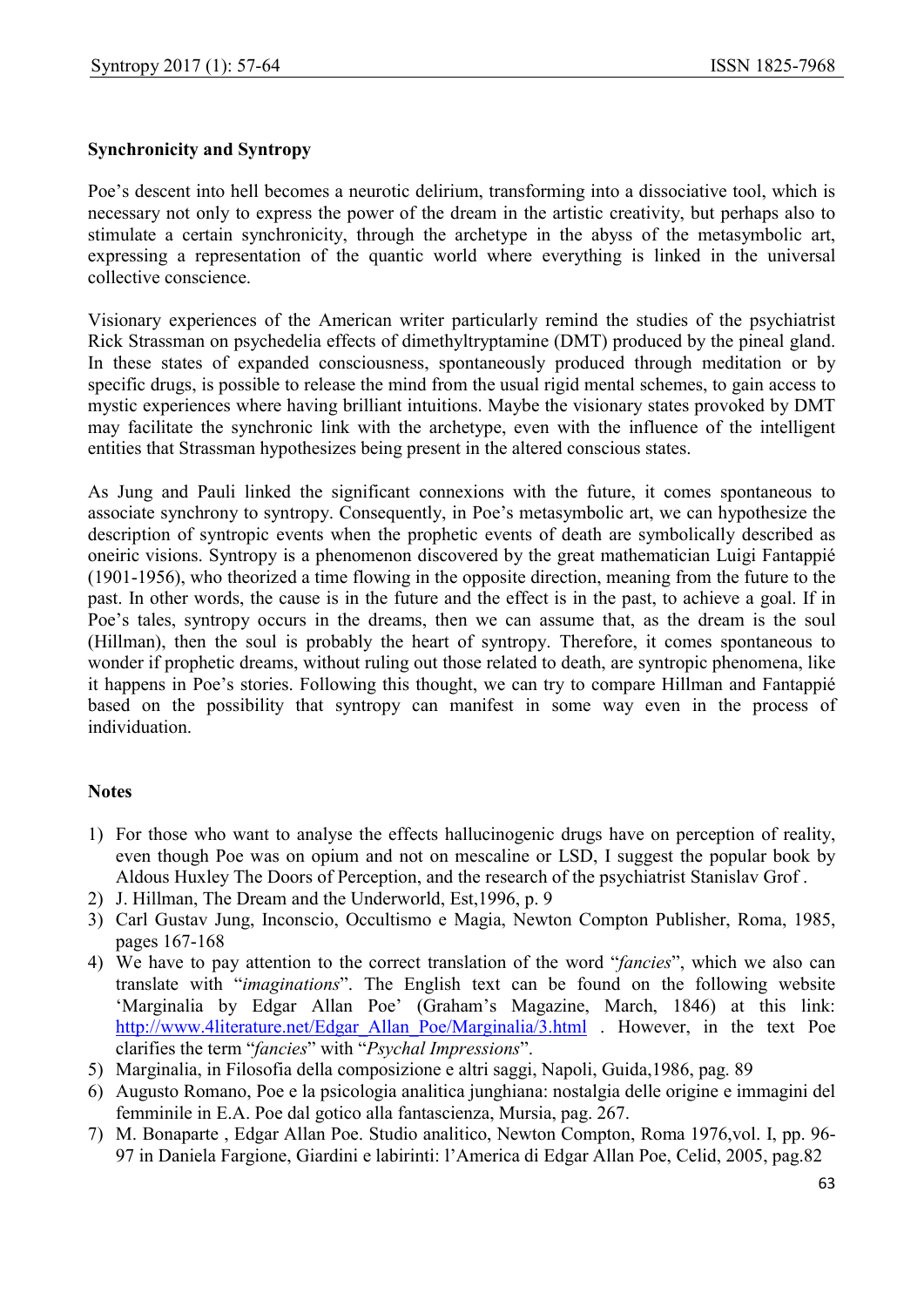**Synchronicity and Syntropy**

Poe's descent into hell becomes a neurotic delirium, transforming into a dissociative tool, which is necessary not only to express the power of the dream in the artistic creativity, but perhaps also to stimulate a certain synchronicity, through the archetype in the abyss of the metasymbolic art, expressing a representation of the quantic world where everything is linked in the universal collective conscience.

Visionary experiences of the American writer particularly remind the studies of the psychiatrist Rick Strassman on psychedelia effects of dimethyltryptamine (DMT) produced by the pineal gland. In these states of expanded consciousness, spontaneously produced through meditation or by specific drugs, is possible to release the mind from the usual rigid mental schemes, to gain access to mystic experiences where having brilliant intuitions. Maybe the visionary states provoked by DMT may facilitate the synchronic link with the archetype, even with the influence of the intelligent entities that Strassman hypothesizes being present in the altered conscious states.

As Jung and Pauli linked the significant connexions with the future, it comes spontaneous to associate synchrony to syntropy. Consequently, in Poe's metasymbolic art, we can hypothesize the description of syntropic events when the prophetic events of death are symbolically described as oneiric visions. Syntropy is a phenomenon discovered by the great mathematician Luigi Fantappié (1901-1956), who theorized a time flowing in the opposite direction, meaning from the future to the past. In other words, the cause is in the future and the effect is in the past, to achieve a goal. If in Poe's tales, syntropy occurs in the dreams, then we can assume that, as the dream is the soul (Hillman), then the soul is probably the heart of syntropy. Therefore, it comes spontaneous to wonder if prophetic dreams, without ruling out those related to death, are syntropic phenomena, like it happens in Poe's stories. Following this thought, we can try to compare Hillman and Fantappié based on the possibility that syntropy can manifest in some way even in the process of individuation.

**Notes**

1) For those who want to analyse the effects hallucinogenic drugs have on perception of reality, even though Poe was on opium and not on mescaline or LSD, I suggest the popular book by Aldous Huxley The Doors of Perception, and the research of the psychiatrist Stanislav Grof .
2) J. Hillman, The Dream and the Underworld, Est,1996, p. 9
3) Carl Gustav Jung, Inconscio, Occultismo e Magia, Newton Compton Publisher, Roma, 1985, pages 167-168
4) We have to pay attention to the correct translation of the word "*fancies*", which we also can translate with "*imaginations*". The English text can be found on the following website 'Marginalia by Edgar Allan Poe' (Graham's Magazine, March, 1846) at this link: http://www.4literature.net/Edgar_Allan_Poe/Marginalia/3.html . However, in the text Poe clarifies the term "*fancies*" with "*Psychal Impressions*".
5) Marginalia, in Filosofia della composizione e altri saggi, Napoli, Guida,1986, pag. 89
6) Augusto Romano, Poe e la psicologia analitica junghiana: nostalgia delle origine e immagini del femminile in E.A. Poe dal gotico alla fantascienza, Mursia, pag. 267.
7) M. Bonaparte , Edgar Allan Poe. Studio analitico, Newton Compton, Roma 1976,vol. I, pp. 96-97 in Daniela Fargione, Giardini e labirinti: l'America di Edgar Allan Poe, Celid, 2005, pag.82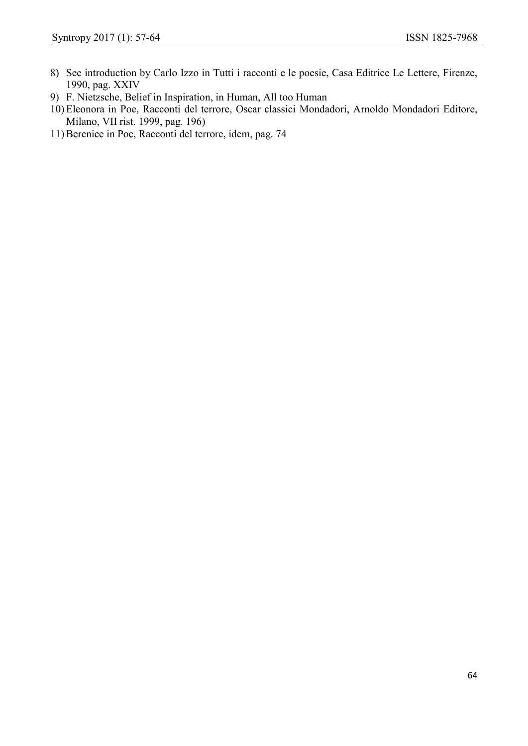8) See introduction by Carlo Izzo in Tutti i racconti e le poesie, Casa Editrice Le Lettere, Firenze, 1990, pag. XXIV
9) F. Nietzsche, Belief in Inspiration, in Human, All too Human
10) Eleonora in Poe, Racconti del terrore, Oscar classici Mondadori, Arnoldo Mondadori Editore, Milano, VII rist. 1999, pag. 196)
11) Berenice in Poe, Racconti del terrore, idem, pag. 74